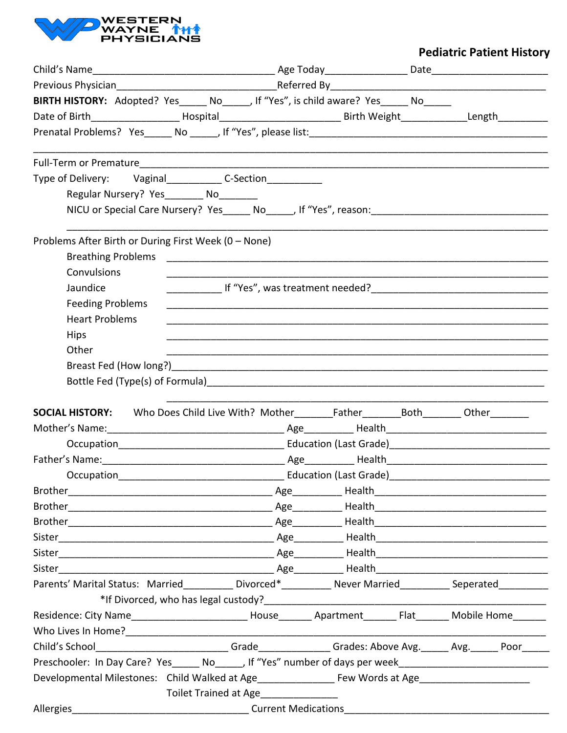WESTERN WAYNE PHYSICIANS

## Pediatric Patient History

Child's Name________________________________ Age Today______________ Date____________________

Previous Physician____________________________Referred By________________________________________

**BIRTH HISTORY:** Adopted? Yes_____ No_____, If "Yes", is child aware? Yes_____ No_____

Date of Birth________________ Hospital______________________ Birth Weight___________Length_________

Prenatal Problems? Yes_____ No _____, If "Yes", please list:____________________________________________

_____________________________________________________________________________________________

Full-Term or Premature_________________________________________________________________________

Type of Delivery: Vaginal__________ C-Section__________

Regular Nursery? Yes_______ No_______

NICU or Special Care Nursery? Yes_____ No_____, If "Yes", reason:_______________________________

_____________________________________________________________________________________________

Problems After Birth or During First Week (0 – None)

- Breathing Problems ________________________________________________________________
- Convulsions ________________________________________________________________
- Jaundice __________ If "Yes", was treatment needed?________________________________
- Feeding Problems ________________________________________________________________
- Heart Problems ________________________________________________________________
- Hips ________________________________________________________________
- Other ________________________________________________________________
- Breast Fed (How long?)______________________________________________________________
- Bottle Fed (Type(s) of Formula)_______________________________________________________

_____________________________________________________________________________________________

**SOCIAL HISTORY:** Who Does Child Live With? Mother_______Father_______Both_______ Other_______

Mother's Name:________________________________ Age_________ Health______________________________

Occupation_____________________________ Education (Last Grade)_____________________________

Father's Name:_________________________________ Age_________ Health______________________________

Occupation_____________________________ Education (Last Grade)_____________________________

Brother_____________________________________ Age_________ Health_________________________________

Brother_____________________________________ Age_________ Health_________________________________

Brother_____________________________________ Age_________ Health_________________________________

Sister______________________________________ Age_________ Health_________________________________

Sister______________________________________ Age_________ Health_________________________________

Sister______________________________________ Age_________ Health_________________________________

Parents' Marital Status: Married_________ Divorced*_________ Never Married_________ Seperated_________

*If Divorced, who has legal custody?______________________________________________________

Residence: City Name_____________________ House______ Apartment______ Flat______ Mobile Home______

Who Lives In Home?_____________________________________________________________________________

Child's School________________________ Grade_____________ Grades: Above Avg._____ Avg._____ Poor_____

Preschooler: In Day Care? Yes_____ No_____, If "Yes" number of days per week___________________________

Developmental Milestones: Child Walked at Age______________ Few Words at Age____________________

Toilet Trained at Age______________

Allergies________________________________ Current Medications_______________________________________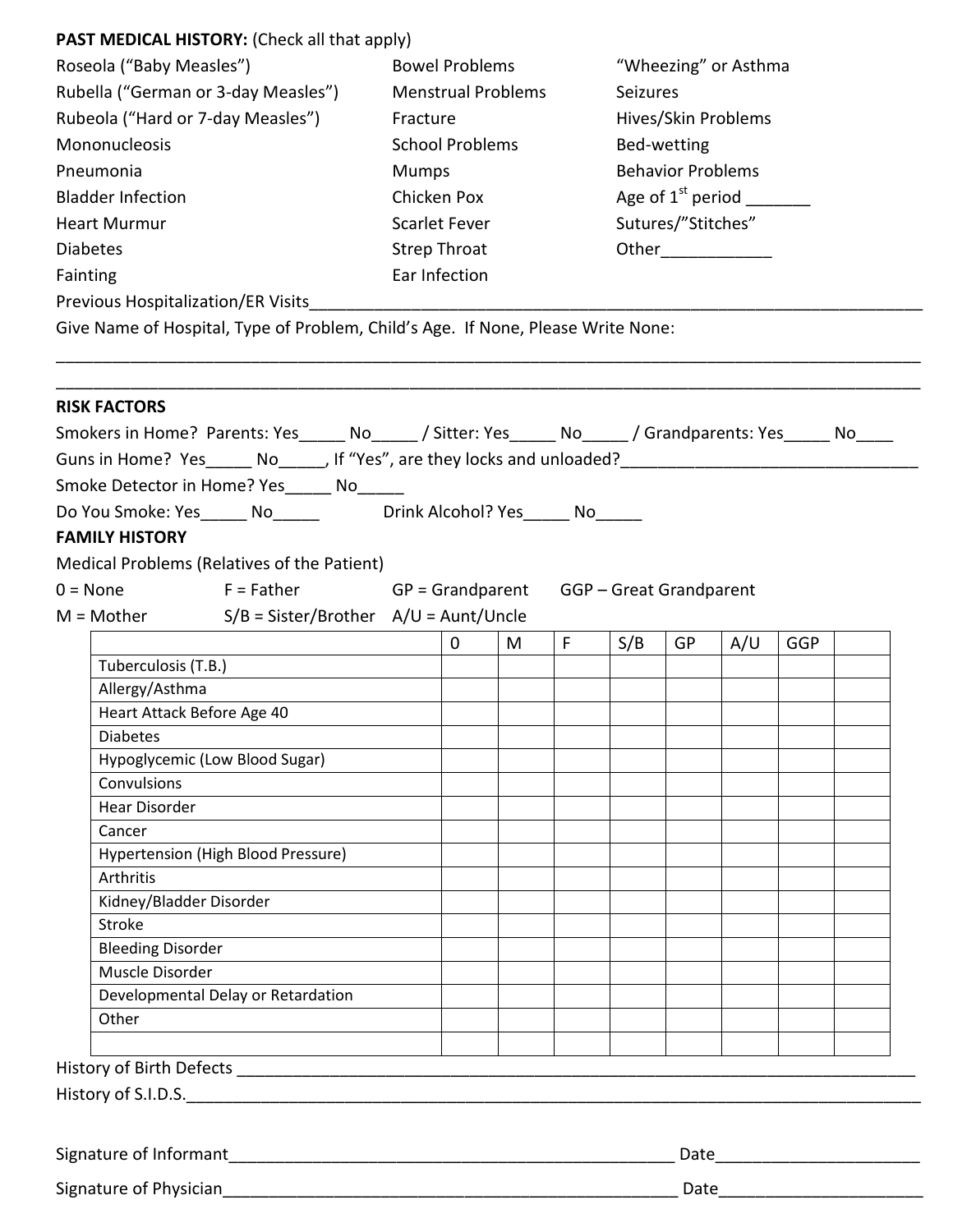**PAST MEDICAL HISTORY:** (Check all that apply)

Roseola ("Baby Measles")
Rubella ("German or 3-day Measles")
Rubeola ("Hard or 7-day Measles")
Mononucleosis
Pneumonia
Bladder Infection
Heart Murmur
Diabetes
Fainting

Bowel Problems
Menstrual Problems
Fracture
School Problems
Mumps
Chicken Pox
Scarlet Fever
Strep Throat
Ear Infection

"Wheezing" or Asthma
Seizures
Hives/Skin Problems
Bed-wetting
Behavior Problems
Age of 1st period _______
Sutures/"Stitches"
Other____________

Previous Hospitalization/ER Visits_______________________________________________

Give Name of Hospital, Type of Problem, Child's Age. If None, Please Write None:

_______________________________________________________________________

_______________________________________________________________________

**RISK FACTORS**

Smokers in Home? Parents: Yes_____ No_____ / Sitter: Yes_____ No_____ / Grandparents: Yes_____ No____

Guns in Home? Yes_____ No_____, If "Yes", are they locks and unloaded?_______________________________

Smoke Detector in Home? Yes_____ No_____

Do You Smoke: Yes_____ No_____ Drink Alcohol? Yes_____ No_____

**FAMILY HISTORY**

Medical Problems (Relatives of the Patient)

0 = None F = Father GP = Grandparent GGP – Great Grandparent

M = Mother S/B = Sister/Brother A/U = Aunt/Uncle

| | 0 | M | F | S/B | GP | A/U | GGP | |
|---|---|---|---|---|---|---|---|---|
| Tuberculosis (T.B.) | | | | | | | | |
| Allergy/Asthma | | | | | | | | |
| Heart Attack Before Age 40 | | | | | | | | |
| Diabetes | | | | | | | | |
| Hypoglycemic (Low Blood Sugar) | | | | | | | | |
| Convulsions | | | | | | | | |
| Hear Disorder | | | | | | | | |
| Cancer | | | | | | | | |
| Hypertension (High Blood Pressure) | | | | | | | | |
| Arthritis | | | | | | | | |
| Kidney/Bladder Disorder | | | | | | | | |
| Stroke | | | | | | | | |
| Bleeding Disorder | | | | | | | | |
| Muscle Disorder | | | | | | | | |
| Developmental Delay or Retardation | | | | | | | | |
| Other | | | | | | | | |
| | | | | | | | | |

History of Birth Defects _______________________________________________________

History of S.I.D.S.____________________________________________________________

Signature of Informant_________________________________ Date_________________

Signature of Physician_________________________________ Date_________________